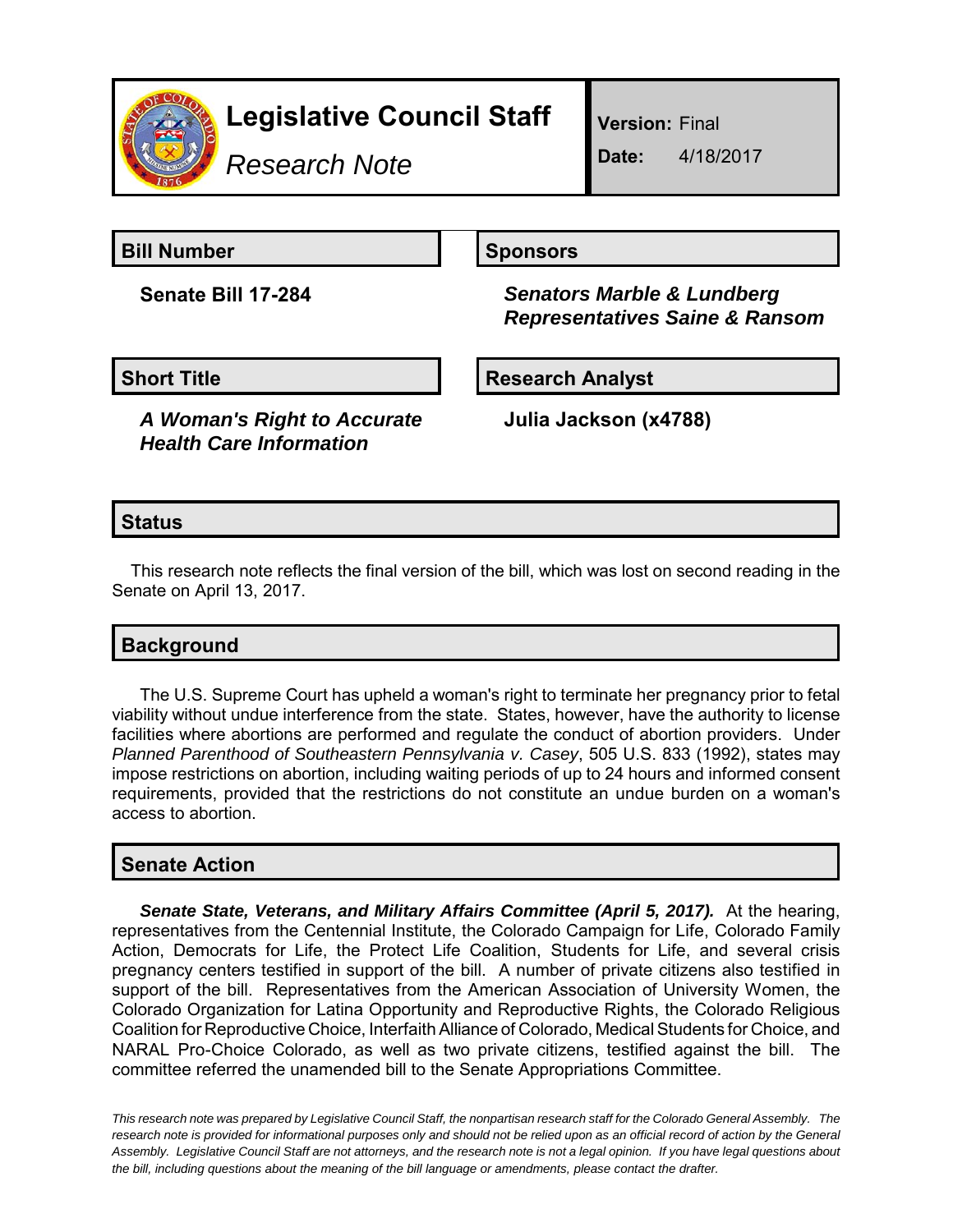# Legislative Council Staff

*Research Note*

**Version:** Final

**Date:** 4/18/2017

## Bill Number

**Senate Bill 17-284**

## Sponsors

***Senators Marble & Lundberg***
***Representatives Saine & Ransom***

## Short Title

***A Woman's Right to Accurate Health Care Information***

## Research Analyst

**Julia Jackson (x4788)**

## Status

This research note reflects the final version of the bill, which was lost on second reading in the Senate on April 13, 2017.

## Background

The U.S. Supreme Court has upheld a woman's right to terminate her pregnancy prior to fetal viability without undue interference from the state. States, however, have the authority to license facilities where abortions are performed and regulate the conduct of abortion providers. Under *Planned Parenthood of Southeastern Pennsylvania v. Casey*, 505 U.S. 833 (1992), states may impose restrictions on abortion, including waiting periods of up to 24 hours and informed consent requirements, provided that the restrictions do not constitute an undue burden on a woman's access to abortion.

## Senate Action

***Senate State, Veterans, and Military Affairs Committee (April 5, 2017).*** At the hearing, representatives from the Centennial Institute, the Colorado Campaign for Life, Colorado Family Action, Democrats for Life, the Protect Life Coalition, Students for Life, and several crisis pregnancy centers testified in support of the bill. A number of private citizens also testified in support of the bill. Representatives from the American Association of University Women, the Colorado Organization for Latina Opportunity and Reproductive Rights, the Colorado Religious Coalition for Reproductive Choice, Interfaith Alliance of Colorado, Medical Students for Choice, and NARAL Pro-Choice Colorado, as well as two private citizens, testified against the bill. The committee referred the unamended bill to the Senate Appropriations Committee.

*This research note was prepared by Legislative Council Staff, the nonpartisan research staff for the Colorado General Assembly. The research note is provided for informational purposes only and should not be relied upon as an official record of action by the General Assembly. Legislative Council Staff are not attorneys, and the research note is not a legal opinion. If you have legal questions about the bill, including questions about the meaning of the bill language or amendments, please contact the drafter.*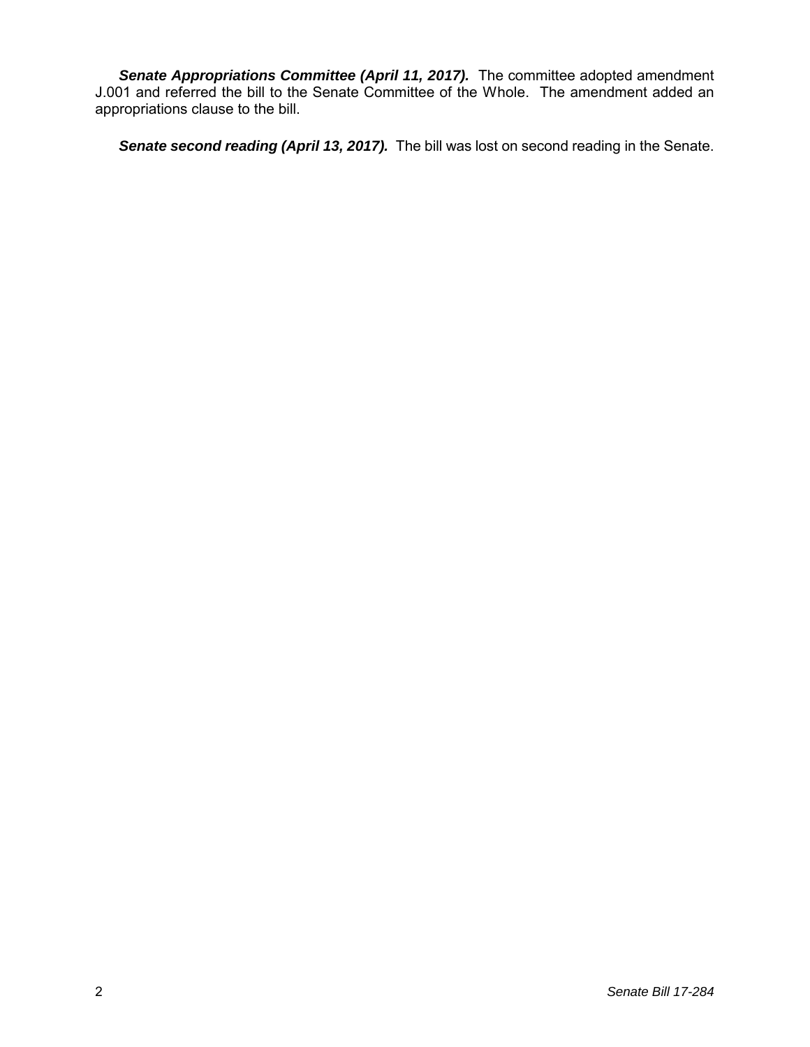***Senate Appropriations Committee (April 11, 2017).*** The committee adopted amendment J.001 and referred the bill to the Senate Committee of the Whole. The amendment added an appropriations clause to the bill.

***Senate second reading (April 13, 2017).*** The bill was lost on second reading in the Senate.